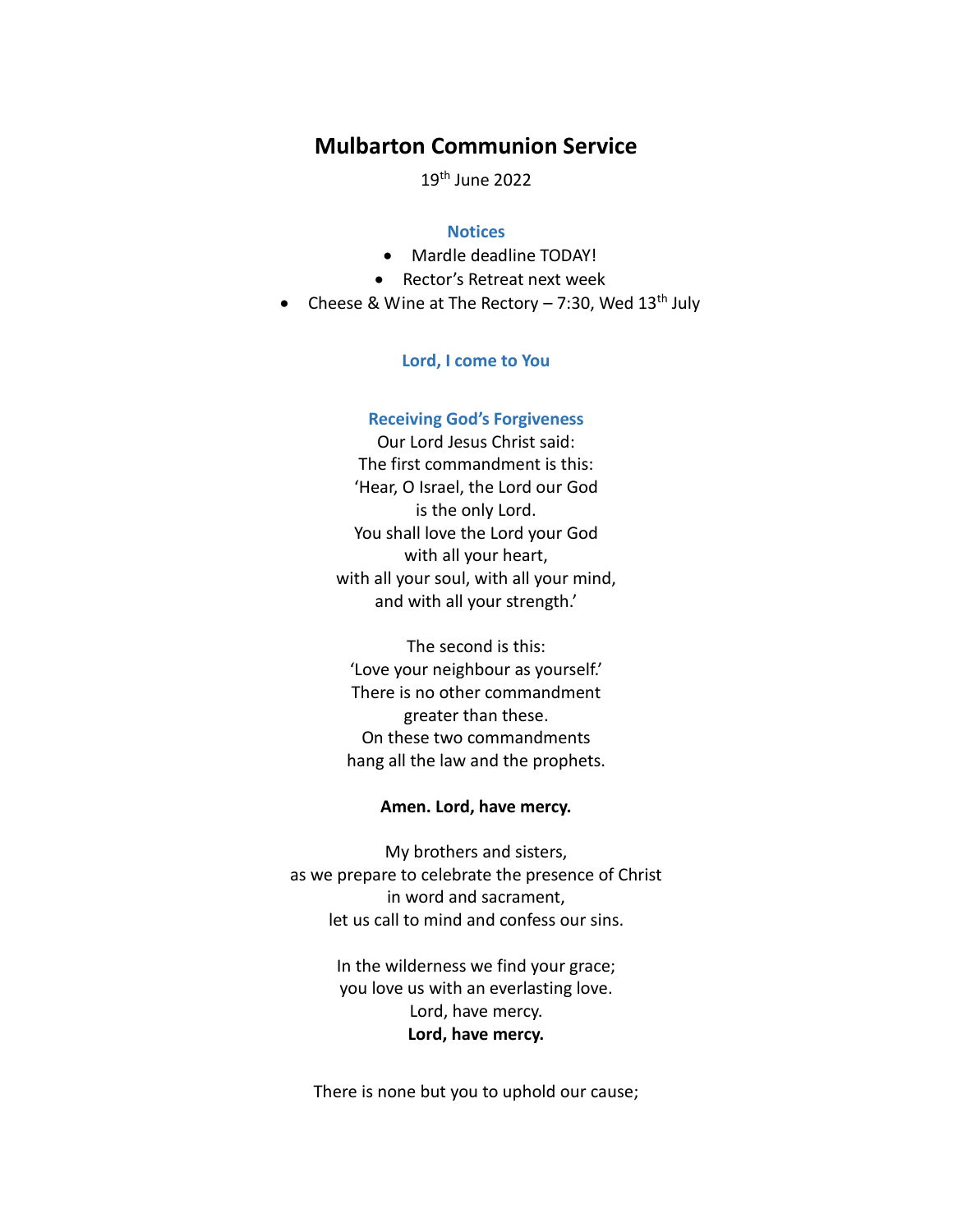# Mulbarton Communion Service

19th June 2022

## Notices

- Mardle deadline TODAY!
- Rector's Retreat next week
- Cheese & Wine at The Rectory – 7:30, Wed 13th July

## Lord, I come to You

## Receiving God's Forgiveness

Our Lord Jesus Christ said:
The first commandment is this:
'Hear, O Israel, the Lord our God
is the only Lord.
You shall love the Lord your God
with all your heart,
with all your soul, with all your mind,
and with all your strength.'

The second is this:
'Love your neighbour as yourself.'
There is no other commandment
greater than these.
On these two commandments
hang all the law and the prophets.

**Amen. Lord, have mercy.**

My brothers and sisters,
as we prepare to celebrate the presence of Christ
in word and sacrament,
let us call to mind and confess our sins.

In the wilderness we find your grace;
you love us with an everlasting love.
Lord, have mercy.
**Lord, have mercy.**

There is none but you to uphold our cause;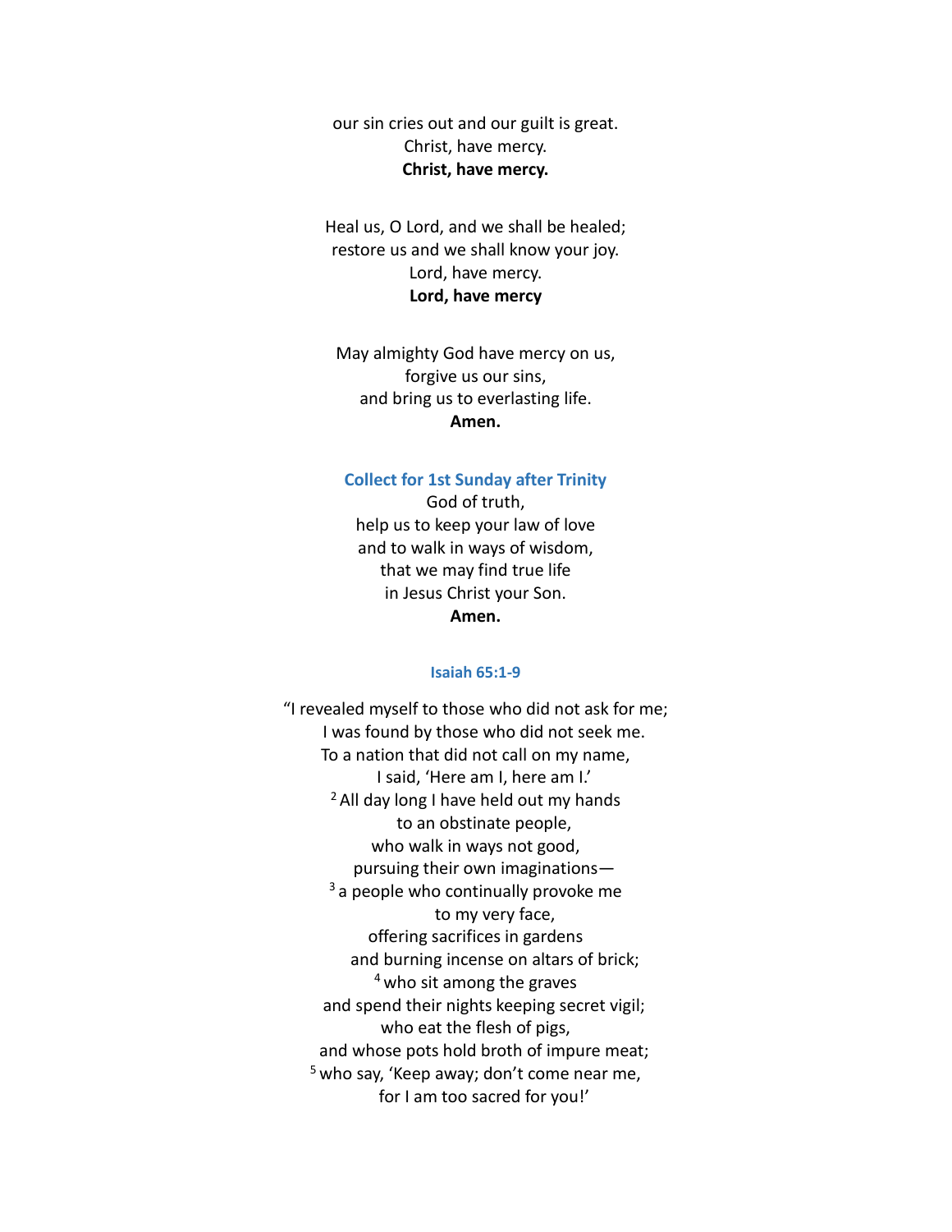our sin cries out and our guilt is great.
Christ, have mercy.
**Christ, have mercy.**

Heal us, O Lord, and we shall be healed;
restore us and we shall know your joy.
Lord, have mercy.
**Lord, have mercy**

May almighty God have mercy on us,
forgive us our sins,
and bring us to everlasting life.
**Amen.**

### Collect for 1st Sunday after Trinity

God of truth,
help us to keep your law of love
and to walk in ways of wisdom,
that we may find true life
in Jesus Christ your Son.
**Amen.**

### Isaiah 65:1-9

"I revealed myself to those who did not ask for me;
I was found by those who did not seek me.
To a nation that did not call on my name,
I said, 'Here am I, here am I.'
[2] All day long I have held out my hands
to an obstinate people,
who walk in ways not good,
pursuing their own imaginations—
[3] a people who continually provoke me
to my very face,
offering sacrifices in gardens
and burning incense on altars of brick;
[4] who sit among the graves
and spend their nights keeping secret vigil;
who eat the flesh of pigs,
and whose pots hold broth of impure meat;
[5] who say, 'Keep away; don't come near me,
for I am too sacred for you!'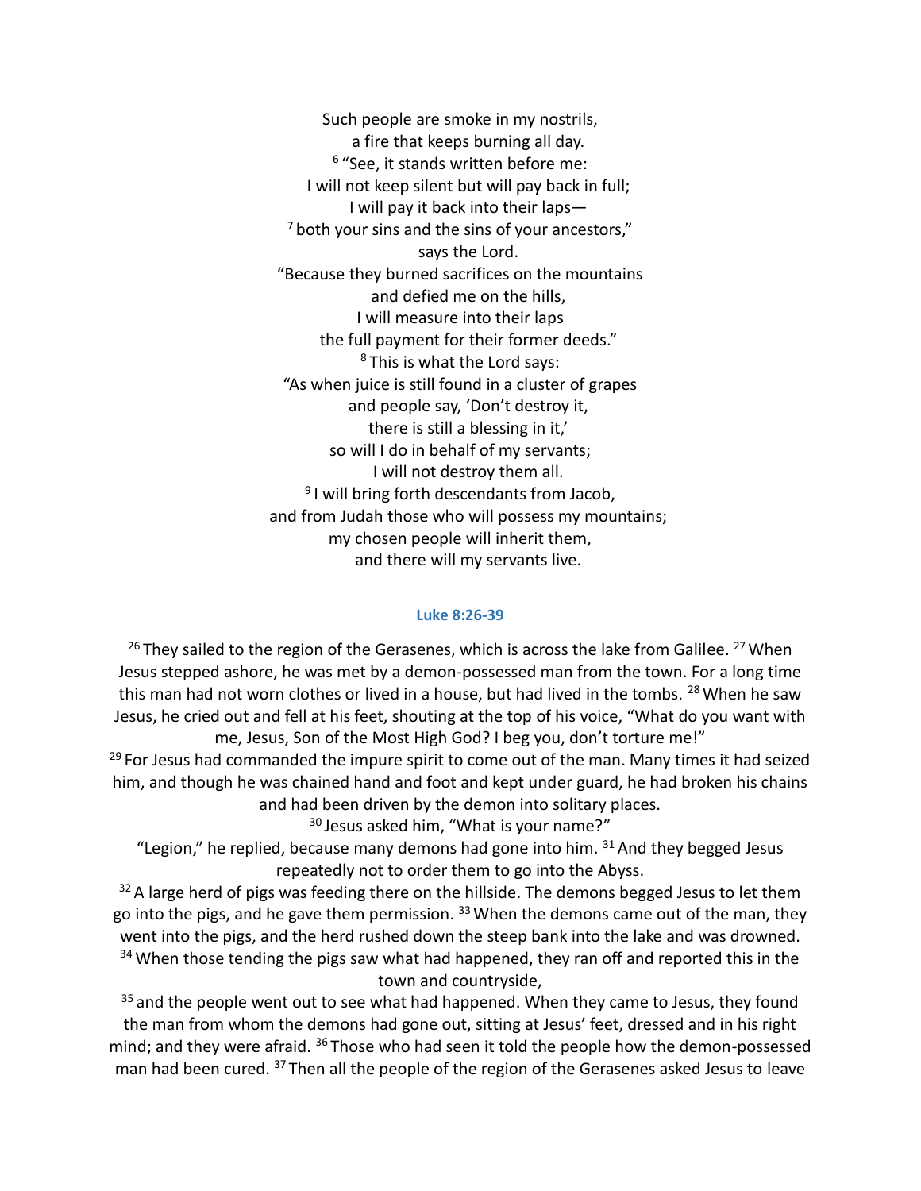Such people are smoke in my nostrils,
a fire that keeps burning all day.
[6] "See, it stands written before me:
I will not keep silent but will pay back in full;
I will pay it back into their laps—
[7] both your sins and the sins of your ancestors,"
says the Lord.
"Because they burned sacrifices on the mountains
and defied me on the hills,
I will measure into their laps
the full payment for their former deeds."
[8] This is what the Lord says:
"As when juice is still found in a cluster of grapes
and people say, 'Don't destroy it,
there is still a blessing in it,'
so will I do in behalf of my servants;
I will not destroy them all.
[9] I will bring forth descendants from Jacob,
and from Judah those who will possess my mountains;
my chosen people will inherit them,
and there will my servants live.

### Luke 8:26-39

[26] They sailed to the region of the Gerasenes, which is across the lake from Galilee. [27] When Jesus stepped ashore, he was met by a demon-possessed man from the town. For a long time this man had not worn clothes or lived in a house, but had lived in the tombs. [28] When he saw Jesus, he cried out and fell at his feet, shouting at the top of his voice, "What do you want with me, Jesus, Son of the Most High God? I beg you, don't torture me!"
[29] For Jesus had commanded the impure spirit to come out of the man. Many times it had seized him, and though he was chained hand and foot and kept under guard, he had broken his chains and had been driven by the demon into solitary places.
[30] Jesus asked him, "What is your name?"
"Legion," he replied, because many demons had gone into him. [31] And they begged Jesus repeatedly not to order them to go into the Abyss.
[32] A large herd of pigs was feeding there on the hillside. The demons begged Jesus to let them go into the pigs, and he gave them permission. [33] When the demons came out of the man, they went into the pigs, and the herd rushed down the steep bank into the lake and was drowned.
[34] When those tending the pigs saw what had happened, they ran off and reported this in the town and countryside,
[35] and the people went out to see what had happened. When they came to Jesus, they found the man from whom the demons had gone out, sitting at Jesus' feet, dressed and in his right mind; and they were afraid. [36] Those who had seen it told the people how the demon-possessed man had been cured. [37] Then all the people of the region of the Gerasenes asked Jesus to leave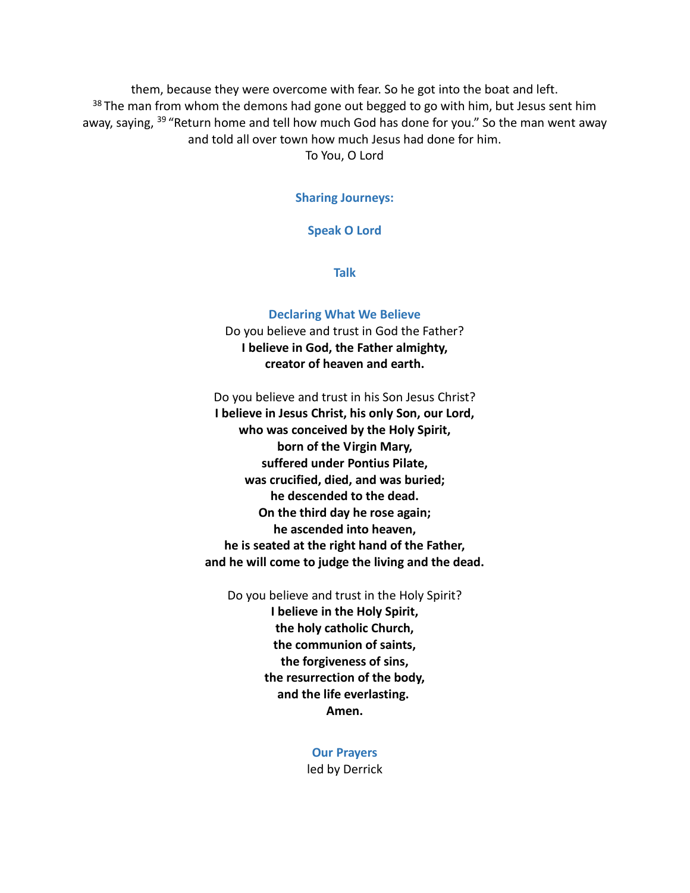them, because they were overcome with fear. So he got into the boat and left.
[38] The man from whom the demons had gone out begged to go with him, but Jesus sent him away, saying, [39] "Return home and tell how much God has done for you." So the man went away and told all over town how much Jesus had done for him.
To You, O Lord

## Sharing Journeys:

## Speak O Lord

## Talk

## Declaring What We Believe

Do you believe and trust in God the Father?
**I believe in God, the Father almighty,**
**creator of heaven and earth.**

Do you believe and trust in his Son Jesus Christ?
**I believe in Jesus Christ, his only Son, our Lord,**
**who was conceived by the Holy Spirit,**
**born of the Virgin Mary,**
**suffered under Pontius Pilate,**
**was crucified, died, and was buried;**
**he descended to the dead.**
**On the third day he rose again;**
**he ascended into heaven,**
**he is seated at the right hand of the Father,**
**and he will come to judge the living and the dead.**

Do you believe and trust in the Holy Spirit?
**I believe in the Holy Spirit,**
**the holy catholic Church,**
**the communion of saints,**
**the forgiveness of sins,**
**the resurrection of the body,**
**and the life everlasting.**
**Amen.**

## Our Prayers

led by Derrick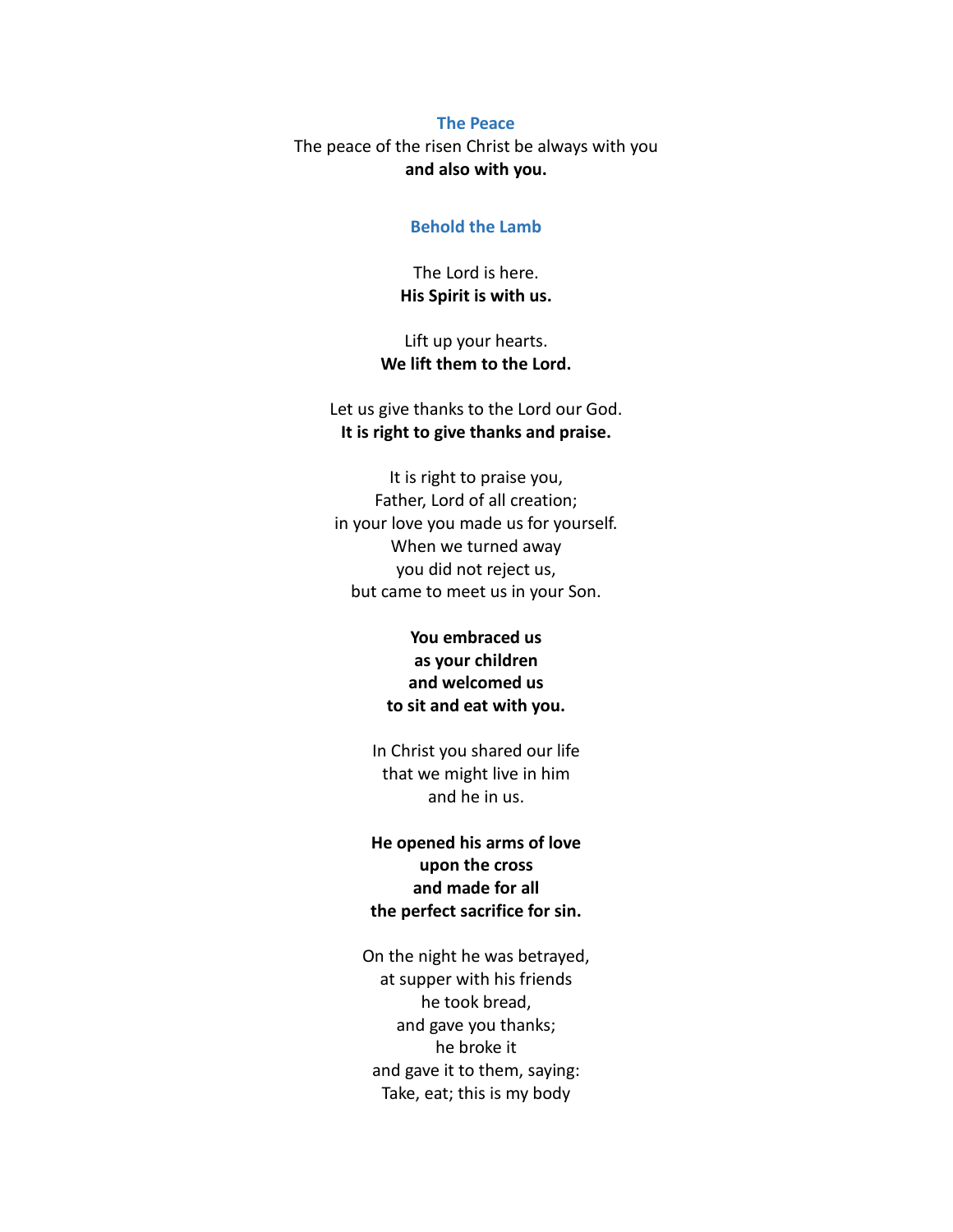### The Peace

The peace of the risen Christ be always with you
**and also with you.**

### Behold the Lamb

The Lord is here.
**His Spirit is with us.**

Lift up your hearts.
**We lift them to the Lord.**

Let us give thanks to the Lord our God.
**It is right to give thanks and praise.**

It is right to praise you,
Father, Lord of all creation;
in your love you made us for yourself.
When we turned away
you did not reject us,
but came to meet us in your Son.

**You embraced us**
**as your children**
**and welcomed us**
**to sit and eat with you.**

In Christ you shared our life
that we might live in him
and he in us.

**He opened his arms of love**
**upon the cross**
**and made for all**
**the perfect sacrifice for sin.**

On the night he was betrayed,
at supper with his friends
he took bread,
and gave you thanks;
he broke it
and gave it to them, saying:
Take, eat; this is my body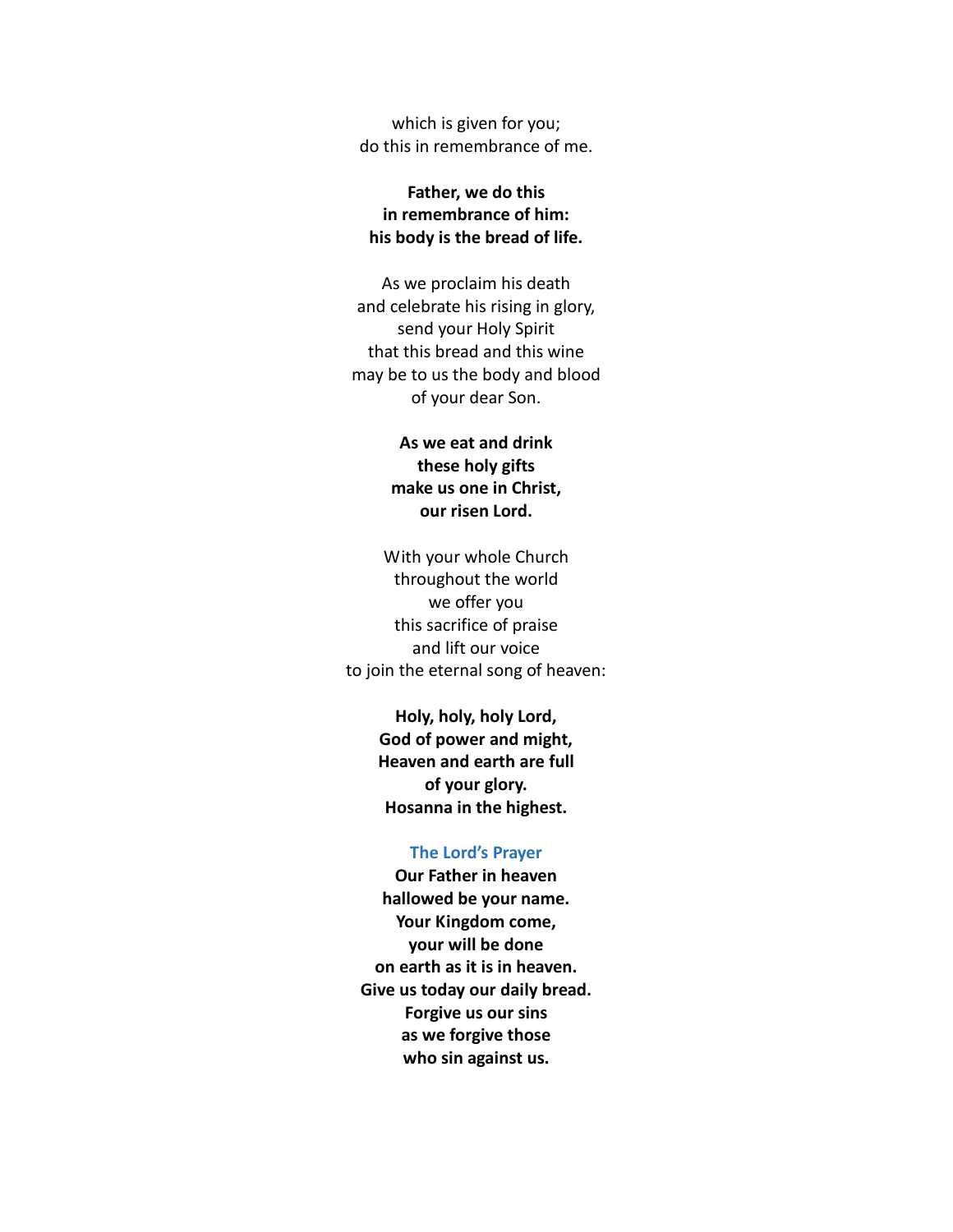which is given for you;  
do this in remembrance of me.

**Father, we do this**  
**in remembrance of him:**  
**his body is the bread of life.**

As we proclaim his death  
and celebrate his rising in glory,  
send your Holy Spirit  
that this bread and this wine  
may be to us the body and blood  
of your dear Son.

**As we eat and drink**  
**these holy gifts**  
**make us one in Christ,**  
**our risen Lord.**

With your whole Church  
throughout the world  
we offer you  
this sacrifice of praise  
and lift our voice  
to join the eternal song of heaven:

**Holy, holy, holy Lord,**  
**God of power and might,**  
**Heaven and earth are full**  
**of your glory.**  
**Hosanna in the highest.**

### The Lord's Prayer

**Our Father in heaven**  
**hallowed be your name.**  
**Your Kingdom come,**  
**your will be done**  
**on earth as it is in heaven.**  
**Give us today our daily bread.**  
**Forgive us our sins**  
**as we forgive those**  
**who sin against us.**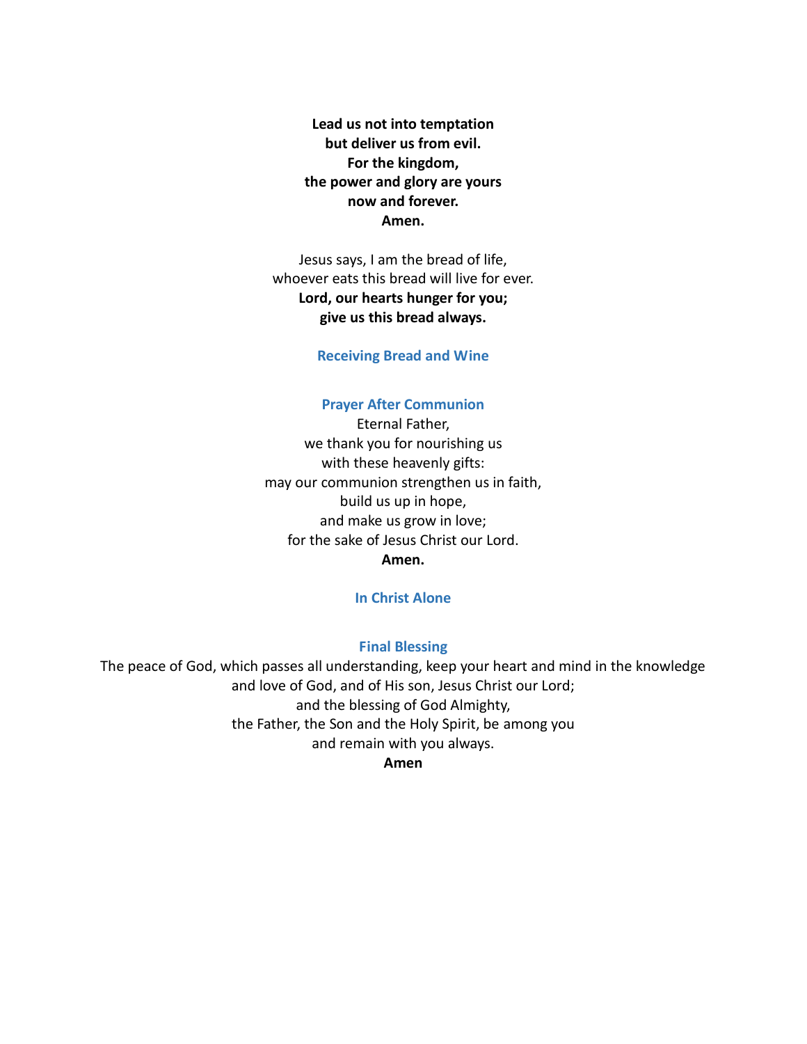**Lead us not into temptation**
**but deliver us from evil.**
**For the kingdom,**
**the power and glory are yours**
**now and forever.**
**Amen.**

Jesus says, I am the bread of life,
whoever eats this bread will live for ever.
**Lord, our hearts hunger for you;**
**give us this bread always.**

## Receiving Bread and Wine

## Prayer After Communion

Eternal Father,
we thank you for nourishing us
with these heavenly gifts:
may our communion strengthen us in faith,
build us up in hope,
and make us grow in love;
for the sake of Jesus Christ our Lord.
**Amen.**

## In Christ Alone

## Final Blessing

The peace of God, which passes all understanding, keep your heart and mind in the knowledge
and love of God, and of His son, Jesus Christ our Lord;
and the blessing of God Almighty,
the Father, the Son and the Holy Spirit, be among you
and remain with you always.
**Amen**